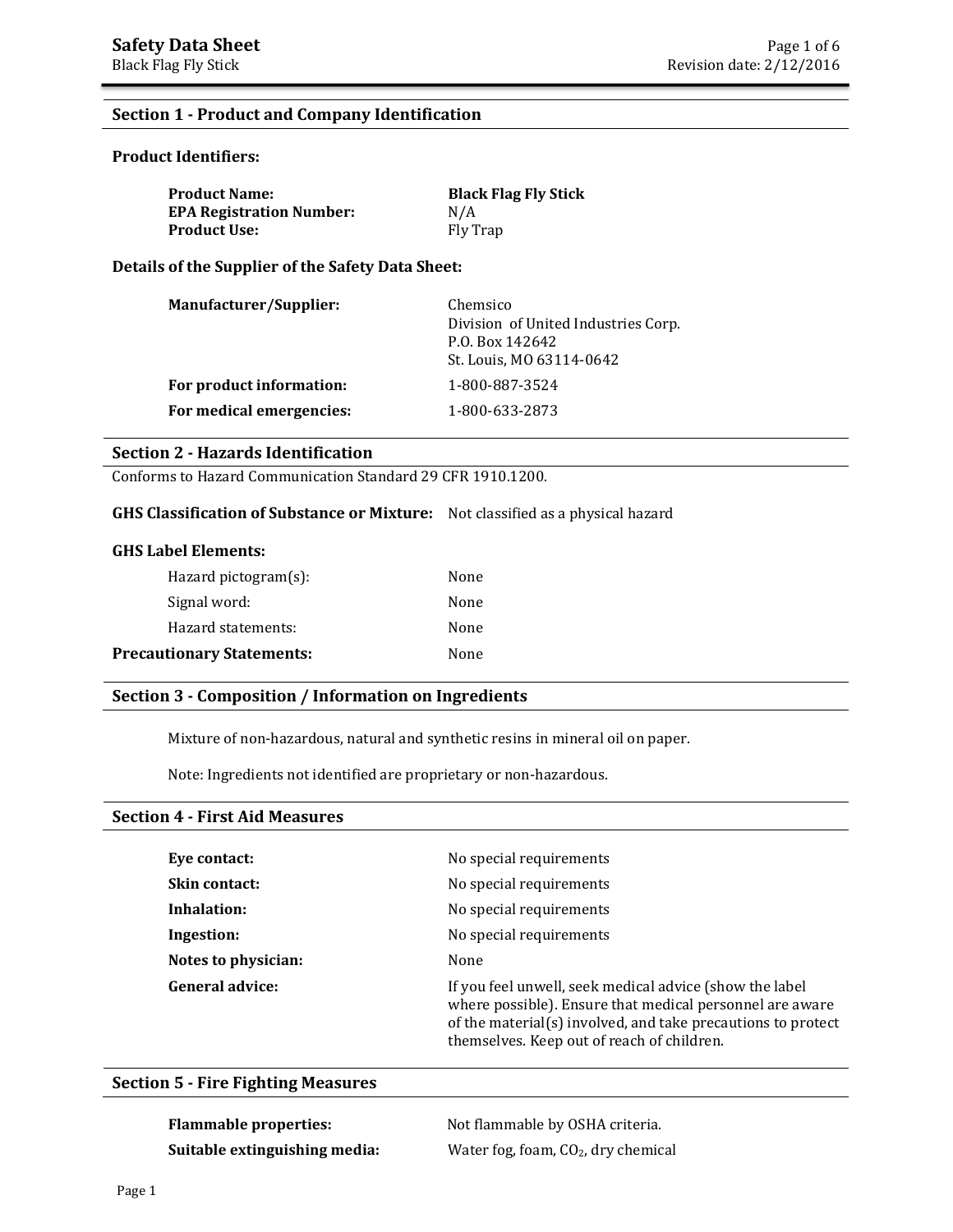# Safety Data Sheet

Black Flag Fly Stick

Revision date: 2/12/2016

## Section 1 - Product and Company Identification

### Product Identifiers:

| | |
|---|---|
| **Product Name:** | **Black Flag Fly Stick** |
| **EPA Registration Number:** | N/A |
| **Product Use:** | Fly Trap |

### Details of the Supplier of the Safety Data Sheet:

| | |
|---|---|
| **Manufacturer/Supplier:** | Chemsico<br>Division of United Industries Corp.<br>P.O. Box 142642<br>St. Louis, MO 63114-0642 |
| **For product information:** | 1-800-887-3524 |
| **For medical emergencies:** | 1-800-633-2873 |

## Section 2 - Hazards Identification

Conforms to Hazard Communication Standard 29 CFR 1910.1200.

**GHS Classification of Substance or Mixture:** Not classified as a physical hazard

**GHS Label Elements:**

| | |
|---|---|
| Hazard pictogram(s): | None |
| Signal word: | None |
| Hazard statements: | None |
| **Precautionary Statements:** | None |

## Section 3 - Composition / Information on Ingredients

Mixture of non-hazardous, natural and synthetic resins in mineral oil on paper.

Note: Ingredients not identified are proprietary or non-hazardous.

## Section 4 - First Aid Measures

| | |
|---|---|
| **Eye contact:** | No special requirements |
| **Skin contact:** | No special requirements |
| **Inhalation:** | No special requirements |
| **Ingestion:** | No special requirements |
| **Notes to physician:** | None |
| **General advice:** | If you feel unwell, seek medical advice (show the label where possible). Ensure that medical personnel are aware of the material(s) involved, and take precautions to protect themselves. Keep out of reach of children. |

## Section 5 - Fire Fighting Measures

| | |
|---|---|
| **Flammable properties:** | Not flammable by OSHA criteria. |
| **Suitable extinguishing media:** | Water fog, foam, $CO_2$, dry chemical |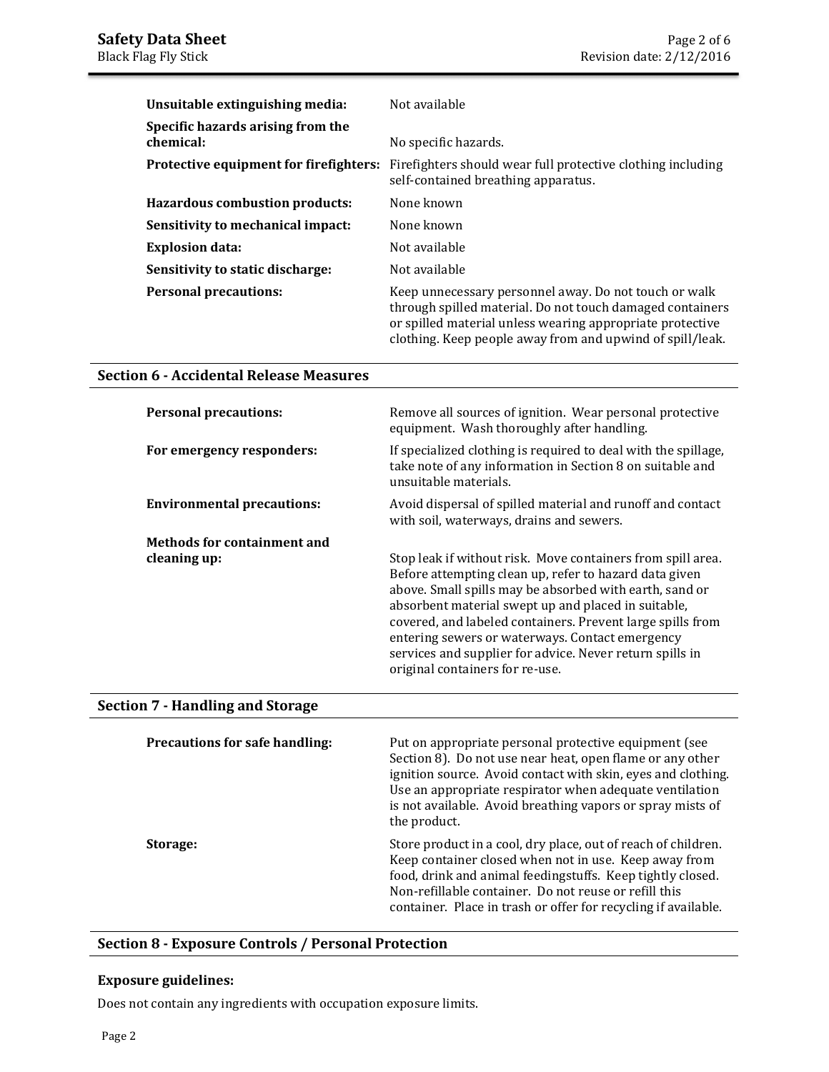| | |
|---|---|
| **Unsuitable extinguishing media:** | Not available |
| **Specific hazards arising from the chemical:** | No specific hazards. |
| **Protective equipment for firefighters:** | Firefighters should wear full protective clothing including self-contained breathing apparatus. |
| **Hazardous combustion products:** | None known |
| **Sensitivity to mechanical impact:** | None known |
| **Explosion data:** | Not available |
| **Sensitivity to static discharge:** | Not available |
| **Personal precautions:** | Keep unnecessary personnel away. Do not touch or walk through spilled material. Do not touch damaged containers or spilled material unless wearing appropriate protective clothing. Keep people away from and upwind of spill/leak. |

## Section 6 - Accidental Release Measures

| | |
|---|---|
| **Personal precautions:** | Remove all sources of ignition. Wear personal protective equipment. Wash thoroughly after handling. |
| **For emergency responders:** | If specialized clothing is required to deal with the spillage, take note of any information in Section 8 on suitable and unsuitable materials. |
| **Environmental precautions:** | Avoid dispersal of spilled material and runoff and contact with soil, waterways, drains and sewers. |
| **Methods for containment and cleaning up:** | Stop leak if without risk. Move containers from spill area. Before attempting clean up, refer to hazard data given above. Small spills may be absorbed with earth, sand or absorbent material swept up and placed in suitable, covered, and labeled containers. Prevent large spills from entering sewers or waterways. Contact emergency services and supplier for advice. Never return spills in original containers for re-use. |

## Section 7 - Handling and Storage

| | |
|---|---|
| **Precautions for safe handling:** | Put on appropriate personal protective equipment (see Section 8). Do not use near heat, open flame or any other ignition source. Avoid contact with skin, eyes and clothing. Use an appropriate respirator when adequate ventilation is not available. Avoid breathing vapors or spray mists of the product. |
| **Storage:** | Store product in a cool, dry place, out of reach of children. Keep container closed when not in use. Keep away from food, drink and animal feedingstuffs. Keep tightly closed. Non-refillable container. Do not reuse or refill this container. Place in trash or offer for recycling if available. |

## Section 8 - Exposure Controls / Personal Protection

### Exposure guidelines:

Does not contain any ingredients with occupation exposure limits.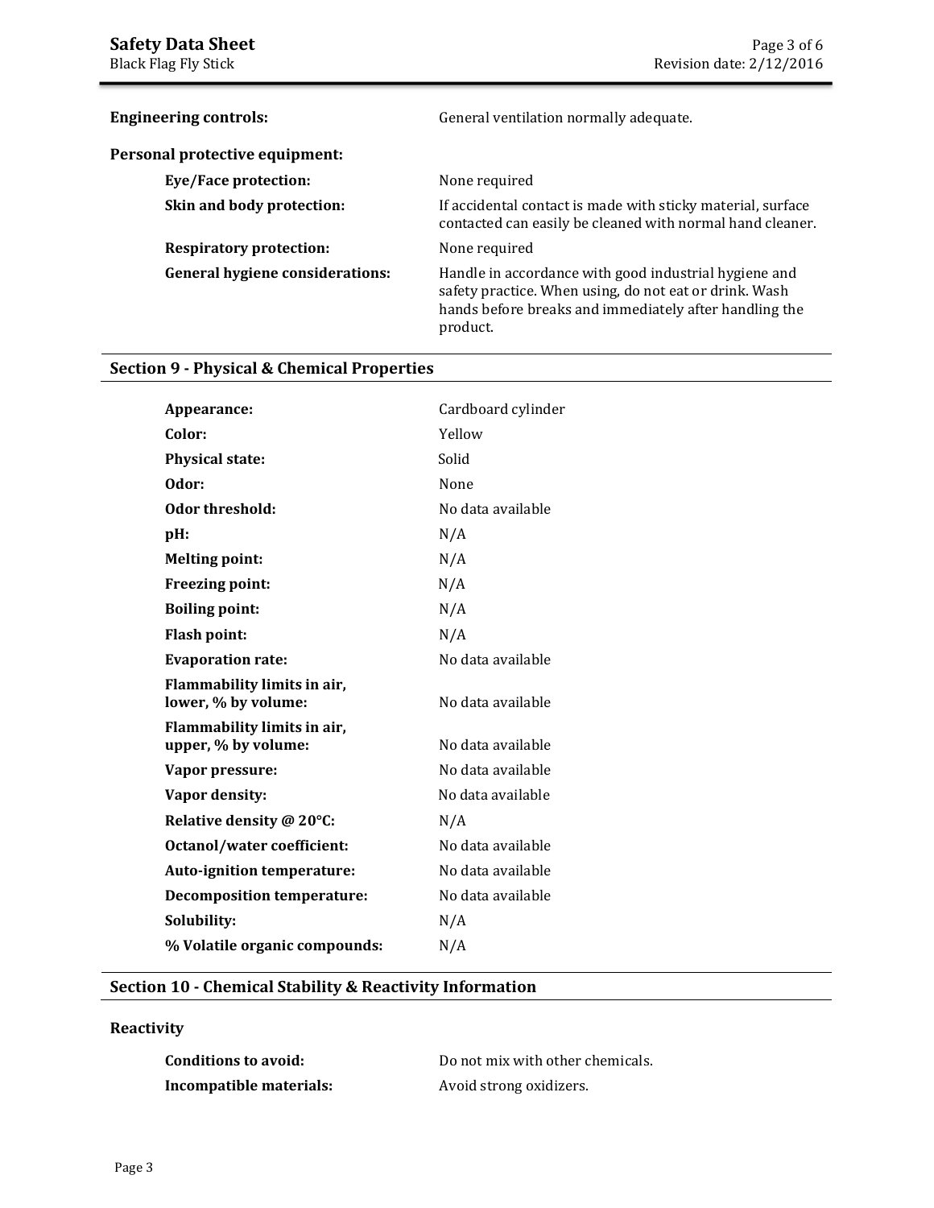**Engineering controls:** General ventilation normally adequate.

**Personal protective equipment:**

| | |
|---|---|
| **Eye/Face protection:** | None required |
| **Skin and body protection:** | If accidental contact is made with sticky material, surface contacted can easily be cleaned with normal hand cleaner. |
| **Respiratory protection:** | None required |
| **General hygiene considerations:** | Handle in accordance with good industrial hygiene and safety practice. When using, do not eat or drink. Wash hands before breaks and immediately after handling the product. |

## Section 9 - Physical & Chemical Properties

| | |
|---|---|
| **Appearance:** | Cardboard cylinder |
| **Color:** | Yellow |
| **Physical state:** | Solid |
| **Odor:** | None |
| **Odor threshold:** | No data available |
| **pH:** | N/A |
| **Melting point:** | N/A |
| **Freezing point:** | N/A |
| **Boiling point:** | N/A |
| **Flash point:** | N/A |
| **Evaporation rate:** | No data available |
| **Flammability limits in air, lower, % by volume:** | No data available |
| **Flammability limits in air, upper, % by volume:** | No data available |
| **Vapor pressure:** | No data available |
| **Vapor density:** | No data available |
| **Relative density @ 20°C:** | N/A |
| **Octanol/water coefficient:** | No data available |
| **Auto-ignition temperature:** | No data available |
| **Decomposition temperature:** | No data available |
| **Solubility:** | N/A |
| **% Volatile organic compounds:** | N/A |

## Section 10 - Chemical Stability & Reactivity Information

### Reactivity

| | |
|---|---|
| **Conditions to avoid:** | Do not mix with other chemicals. |
| **Incompatible materials:** | Avoid strong oxidizers. |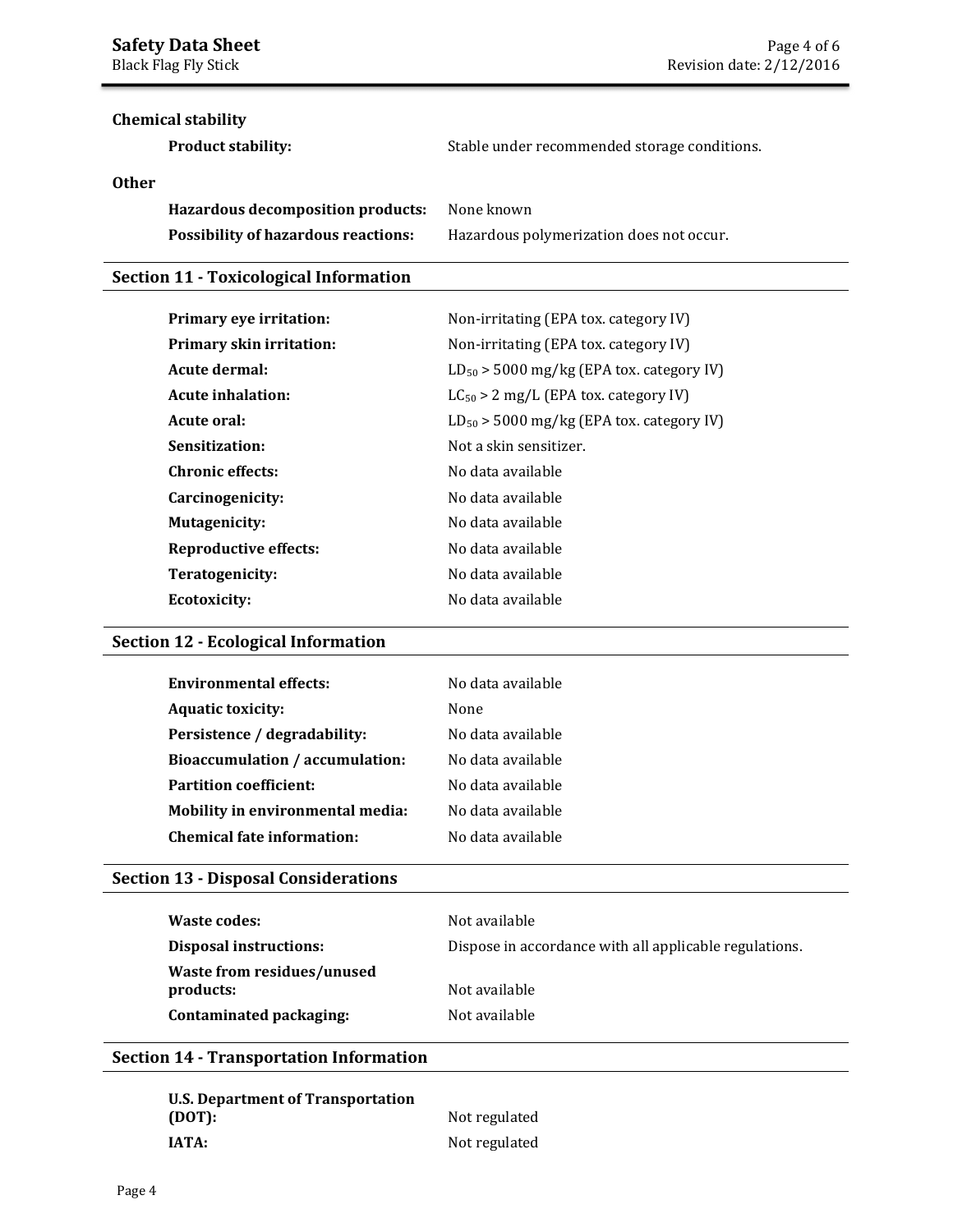**Chemical stability**

| | |
|---|---|
| **Product stability:** | Stable under recommended storage conditions. |

**Other**

| | |
|---|---|
| **Hazardous decomposition products:** | None known |
| **Possibility of hazardous reactions:** | Hazardous polymerization does not occur. |

## Section 11 - Toxicological Information

| | |
|---|---|
| **Primary eye irritation:** | Non-irritating (EPA tox. category IV) |
| **Primary skin irritation:** | Non-irritating (EPA tox. category IV) |
| **Acute dermal:** | $LD_{50}$ > 5000 mg/kg (EPA tox. category IV) |
| **Acute inhalation:** | $LC_{50}$ > 2 mg/L (EPA tox. category IV) |
| **Acute oral:** | $LD_{50}$ > 5000 mg/kg (EPA tox. category IV) |
| **Sensitization:** | Not a skin sensitizer. |
| **Chronic effects:** | No data available |
| **Carcinogenicity:** | No data available |
| **Mutagenicity:** | No data available |
| **Reproductive effects:** | No data available |
| **Teratogenicity:** | No data available |
| **Ecotoxicity:** | No data available |

## Section 12 - Ecological Information

| | |
|---|---|
| **Environmental effects:** | No data available |
| **Aquatic toxicity:** | None |
| **Persistence / degradability:** | No data available |
| **Bioaccumulation / accumulation:** | No data available |
| **Partition coefficient:** | No data available |
| **Mobility in environmental media:** | No data available |
| **Chemical fate information:** | No data available |

## Section 13 - Disposal Considerations

| | |
|---|---|
| **Waste codes:** | Not available |
| **Disposal instructions:** | Dispose in accordance with all applicable regulations. |
| **Waste from residues/unused products:** | Not available |
| **Contaminated packaging:** | Not available |

## Section 14 - Transportation Information

| | |
|---|---|
| **U.S. Department of Transportation (DOT):** | Not regulated |
| **IATA:** | Not regulated |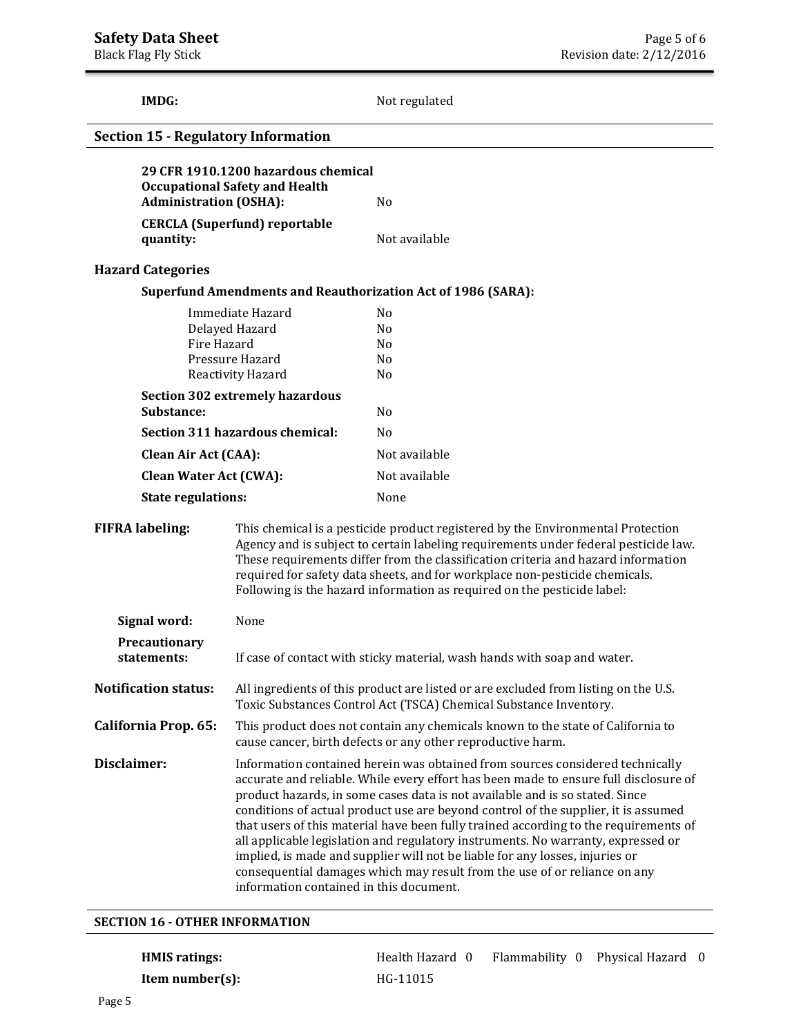**IMDG:** Not regulated

## Section 15 - Regulatory Information

| | |
|---|---|
| **29 CFR 1910.1200 hazardous chemical Occupational Safety and Health Administration (OSHA):** | No |
| **CERCLA (Superfund) reportable quantity:** | Not available |

### Hazard Categories

**Superfund Amendments and Reauthorization Act of 1986 (SARA):**

| | |
|---|---|
| Immediate Hazard | No |
| Delayed Hazard | No |
| Fire Hazard | No |
| Pressure Hazard | No |
| Reactivity Hazard | No |

| | |
|---|---|
| **Section 302 extremely hazardous Substance:** | No |
| **Section 311 hazardous chemical:** | No |
| **Clean Air Act (CAA):** | Not available |
| **Clean Water Act (CWA):** | Not available |
| **State regulations:** | None |

**FIFRA labeling:** This chemical is a pesticide product registered by the Environmental Protection Agency and is subject to certain labeling requirements under federal pesticide law. These requirements differ from the classification criteria and hazard information required for safety data sheets, and for workplace non-pesticide chemicals. Following is the hazard information as required on the pesticide label:

**Signal word:** None

**Precautionary statements:** If case of contact with sticky material, wash hands with soap and water.

**Notification status:** All ingredients of this product are listed or are excluded from listing on the U.S. Toxic Substances Control Act (TSCA) Chemical Substance Inventory.

**California Prop. 65:** This product does not contain any chemicals known to the state of California to cause cancer, birth defects or any other reproductive harm.

**Disclaimer:** Information contained herein was obtained from sources considered technically accurate and reliable. While every effort has been made to ensure full disclosure of product hazards, in some cases data is not available and is so stated. Since conditions of actual product use are beyond control of the supplier, it is assumed that users of this material have been fully trained according to the requirements of all applicable legislation and regulatory instruments. No warranty, expressed or implied, is made and supplier will not be liable for any losses, injuries or consequential damages which may result from the use of or reliance on any information contained in this document.

## SECTION 16 - OTHER INFORMATION

**HMIS ratings:** Health Hazard 0 Flammability 0 Physical Hazard 0

**Item number(s):** HG-11015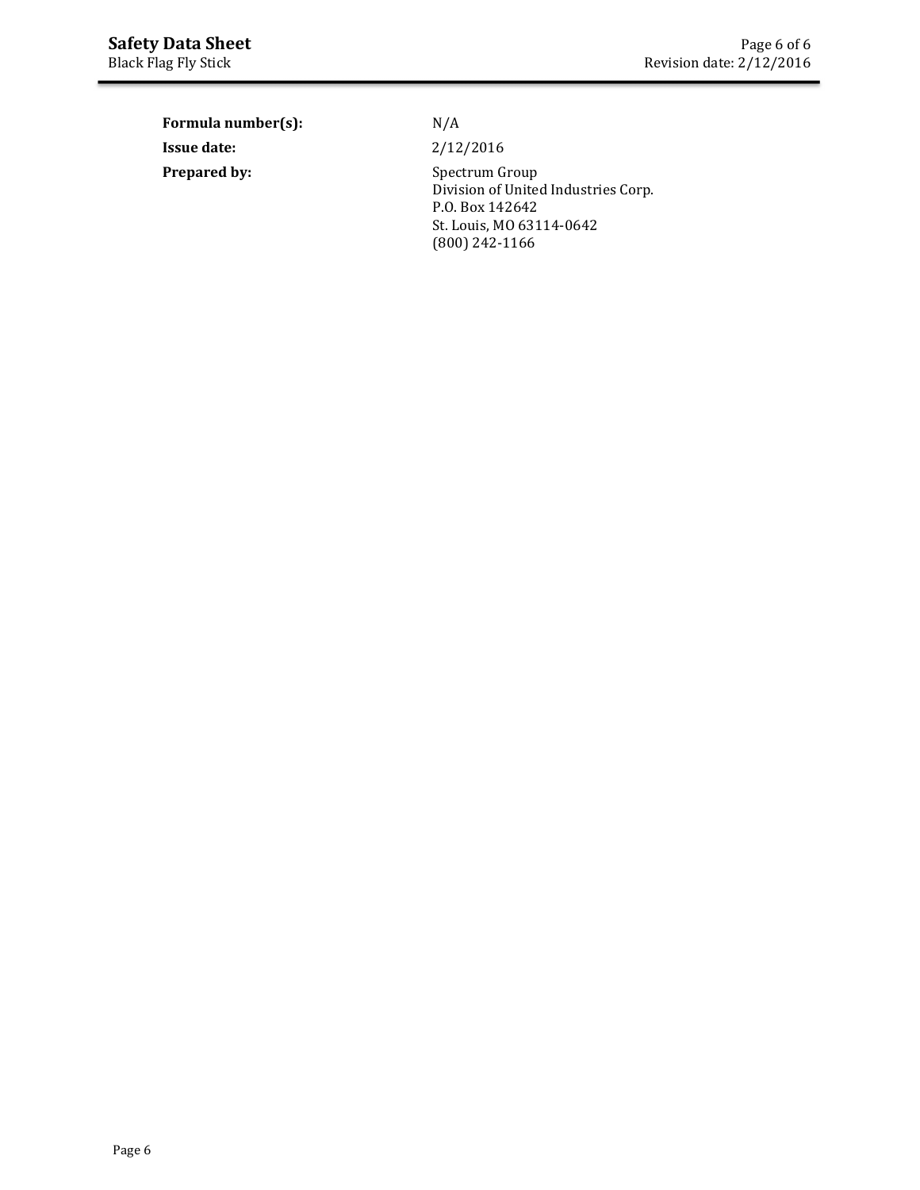**Formula number(s):** N/A

**Issue date:** 2/12/2016

**Prepared by:** Spectrum Group
Division of United Industries Corp.
P.O. Box 142642
St. Louis, MO 63114-0642
(800) 242-1166